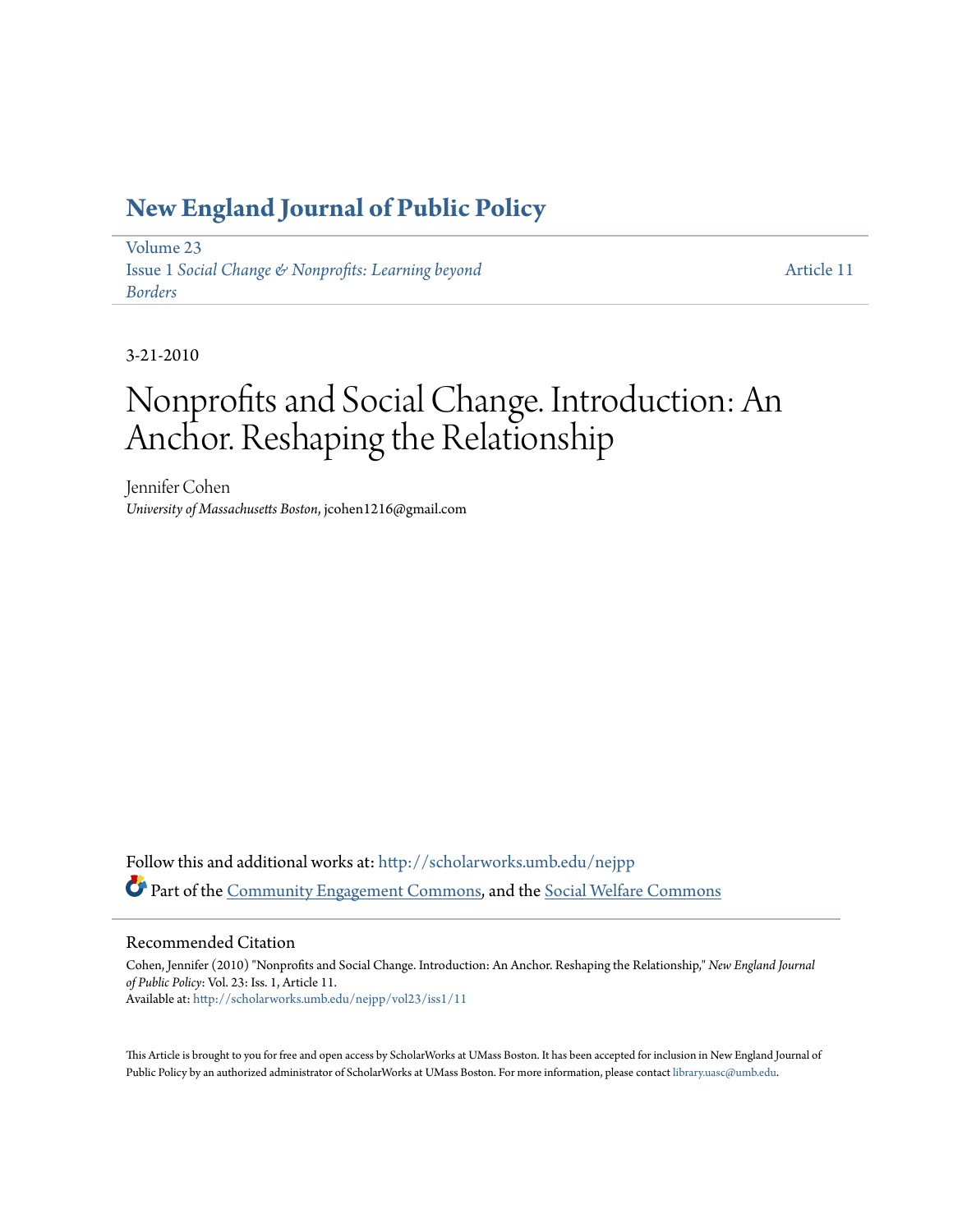# New England Journal of Public Policy

Volume 23
Issue 1 *Social Change & Nonprofits: Learning beyond Borders*

Article 11

3-21-2010

# Nonprofits and Social Change. Introduction: An Anchor. Reshaping the Relationship

Jennifer Cohen
*University of Massachusetts Boston*, jcohen1216@gmail.com

Follow this and additional works at: http://scholarworks.umb.edu/nejpp

Part of the Community Engagement Commons, and the Social Welfare Commons

## Recommended Citation

Cohen, Jennifer (2010) "Nonprofits and Social Change. Introduction: An Anchor. Reshaping the Relationship," *New England Journal of Public Policy*: Vol. 23: Iss. 1, Article 11.
Available at: http://scholarworks.umb.edu/nejpp/vol23/iss1/11

This Article is brought to you for free and open access by ScholarWorks at UMass Boston. It has been accepted for inclusion in New England Journal of Public Policy by an authorized administrator of ScholarWorks at UMass Boston. For more information, please contact library.uasc@umb.edu.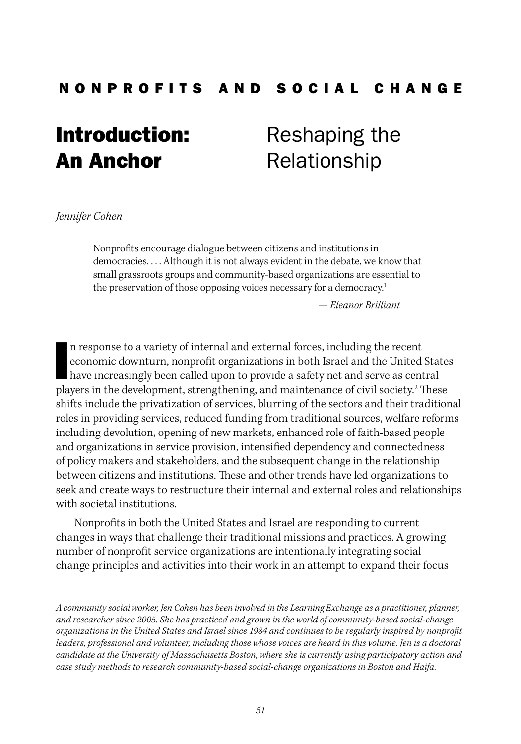NONPROFITS AND SOCIAL CHANGE

# Introduction: An Anchor Reshaping the Relationship

*Jennifer Cohen*

> Nonprofits encourage dialogue between citizens and institutions in democracies. . . . Although it is not always evident in the debate, we know that small grassroots groups and community-based organizations are essential to the preservation of those opposing voices necessary for a democracy.[1]
>
> *— Eleanor Brilliant*

In response to a variety of internal and external forces, including the recent economic downturn, nonprofit organizations in both Israel and the United States have increasingly been called upon to provide a safety net and serve as central players in the development, strengthening, and maintenance of civil society.[2] These shifts include the privatization of services, blurring of the sectors and their traditional roles in providing services, reduced funding from traditional sources, welfare reforms including devolution, opening of new markets, enhanced role of faith-based people and organizations in service provision, intensified dependency and connectedness of policy makers and stakeholders, and the subsequent change in the relationship between citizens and institutions. These and other trends have led organizations to seek and create ways to restructure their internal and external roles and relationships with societal institutions.

Nonprofits in both the United States and Israel are responding to current changes in ways that challenge their traditional missions and practices. A growing number of nonprofit service organizations are intentionally integrating social change principles and activities into their work in an attempt to expand their focus

*A community social worker, Jen Cohen has been involved in the Learning Exchange as a practitioner, planner, and researcher since 2005. She has practiced and grown in the world of community-based social-change organizations in the United States and Israel since 1984 and continues to be regularly inspired by nonprofit leaders, professional and volunteer, including those whose voices are heard in this volume. Jen is a doctoral candidate at the University of Massachusetts Boston, where she is currently using participatory action and case study methods to research community-based social-change organizations in Boston and Haifa.*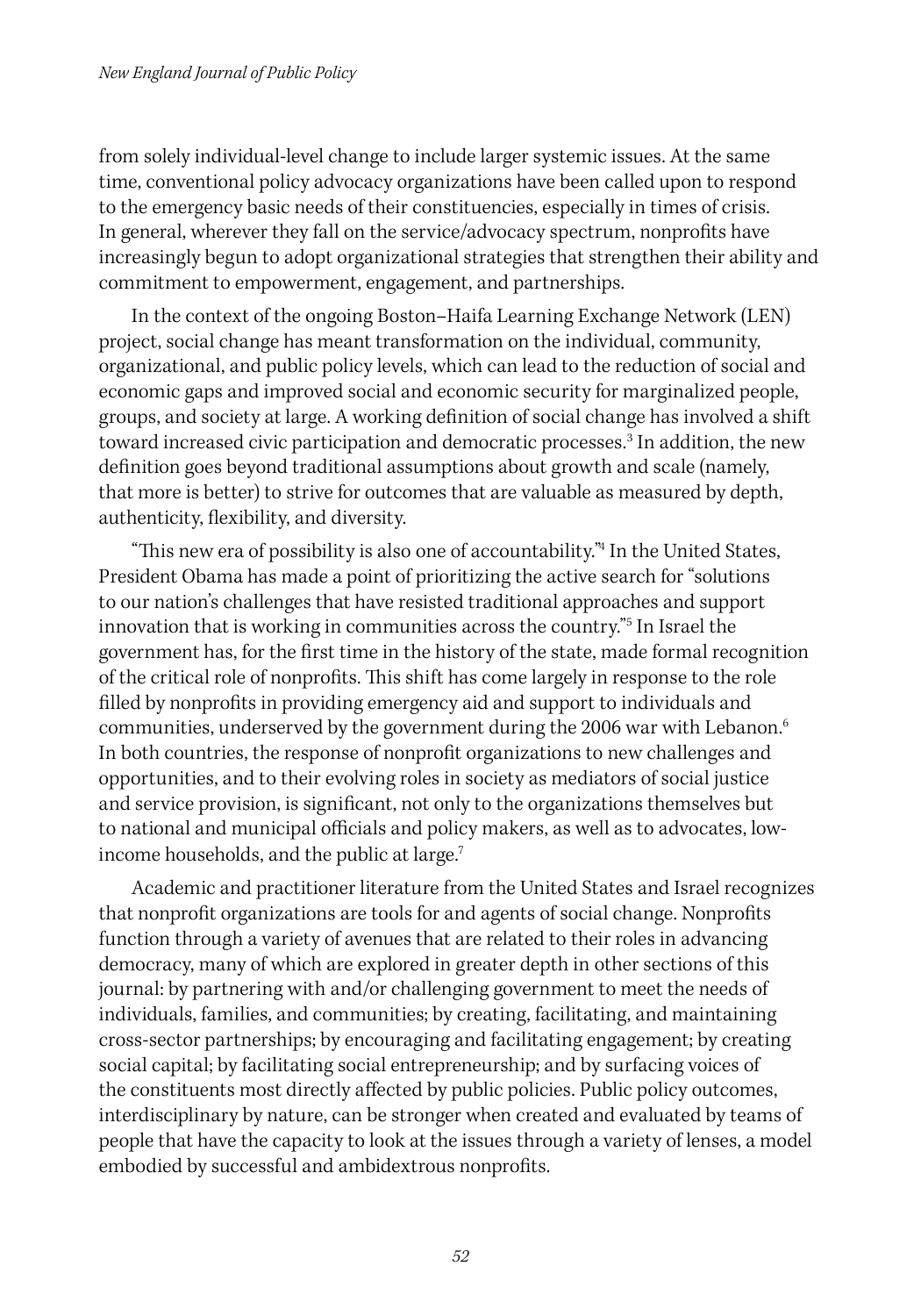from solely individual-level change to include larger systemic issues. At the same time, conventional policy advocacy organizations have been called upon to respond to the emergency basic needs of their constituencies, especially in times of crisis. In general, wherever they fall on the service/advocacy spectrum, nonprofits have increasingly begun to adopt organizational strategies that strengthen their ability and commitment to empowerment, engagement, and partnerships.

In the context of the ongoing Boston–Haifa Learning Exchange Network (LEN) project, social change has meant transformation on the individual, community, organizational, and public policy levels, which can lead to the reduction of social and economic gaps and improved social and economic security for marginalized people, groups, and society at large. A working definition of social change has involved a shift toward increased civic participation and democratic processes.[3] In addition, the new definition goes beyond traditional assumptions about growth and scale (namely, that more is better) to strive for outcomes that are valuable as measured by depth, authenticity, flexibility, and diversity.

"This new era of possibility is also one of accountability."[4] In the United States, President Obama has made a point of prioritizing the active search for "solutions to our nation's challenges that have resisted traditional approaches and support innovation that is working in communities across the country."[5] In Israel the government has, for the first time in the history of the state, made formal recognition of the critical role of nonprofits. This shift has come largely in response to the role filled by nonprofits in providing emergency aid and support to individuals and communities, underserved by the government during the 2006 war with Lebanon.[6] In both countries, the response of nonprofit organizations to new challenges and opportunities, and to their evolving roles in society as mediators of social justice and service provision, is significant, not only to the organizations themselves but to national and municipal officials and policy makers, as well as to advocates, low-income households, and the public at large.[7]

Academic and practitioner literature from the United States and Israel recognizes that nonprofit organizations are tools for and agents of social change. Nonprofits function through a variety of avenues that are related to their roles in advancing democracy, many of which are explored in greater depth in other sections of this journal: by partnering with and/or challenging government to meet the needs of individuals, families, and communities; by creating, facilitating, and maintaining cross-sector partnerships; by encouraging and facilitating engagement; by creating social capital; by facilitating social entrepreneurship; and by surfacing voices of the constituents most directly affected by public policies. Public policy outcomes, interdisciplinary by nature, can be stronger when created and evaluated by teams of people that have the capacity to look at the issues through a variety of lenses, a model embodied by successful and ambidextrous nonprofits.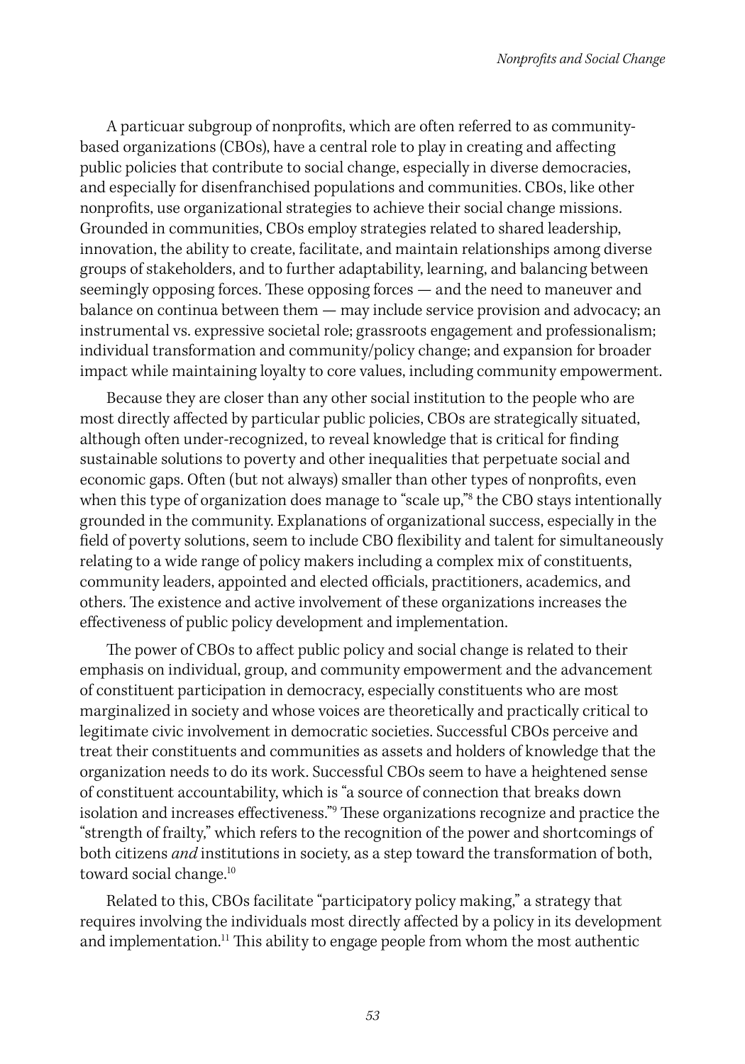A particuar subgroup of nonprofits, which are often referred to as community-based organizations (CBOs), have a central role to play in creating and affecting public policies that contribute to social change, especially in diverse democracies, and especially for disenfranchised populations and communities. CBOs, like other nonprofits, use organizational strategies to achieve their social change missions. Grounded in communities, CBOs employ strategies related to shared leadership, innovation, the ability to create, facilitate, and maintain relationships among diverse groups of stakeholders, and to further adaptability, learning, and balancing between seemingly opposing forces. These opposing forces — and the need to maneuver and balance on continua between them — may include service provision and advocacy; an instrumental vs. expressive societal role; grassroots engagement and professionalism; individual transformation and community/policy change; and expansion for broader impact while maintaining loyalty to core values, including community empowerment.

Because they are closer than any other social institution to the people who are most directly affected by particular public policies, CBOs are strategically situated, although often under-recognized, to reveal knowledge that is critical for finding sustainable solutions to poverty and other inequalities that perpetuate social and economic gaps. Often (but not always) smaller than other types of nonprofits, even when this type of organization does manage to "scale up,"[8] the CBO stays intentionally grounded in the community. Explanations of organizational success, especially in the field of poverty solutions, seem to include CBO flexibility and talent for simultaneously relating to a wide range of policy makers including a complex mix of constituents, community leaders, appointed and elected officials, practitioners, academics, and others. The existence and active involvement of these organizations increases the effectiveness of public policy development and implementation.

The power of CBOs to affect public policy and social change is related to their emphasis on individual, group, and community empowerment and the advancement of constituent participation in democracy, especially constituents who are most marginalized in society and whose voices are theoretically and practically critical to legitimate civic involvement in democratic societies. Successful CBOs perceive and treat their constituents and communities as assets and holders of knowledge that the organization needs to do its work. Successful CBOs seem to have a heightened sense of constituent accountability, which is "a source of connection that breaks down isolation and increases effectiveness."[9] These organizations recognize and practice the "strength of frailty," which refers to the recognition of the power and shortcomings of both citizens *and* institutions in society, as a step toward the transformation of both, toward social change.[10]

Related to this, CBOs facilitate "participatory policy making," a strategy that requires involving the individuals most directly affected by a policy in its development and implementation.[11] This ability to engage people from whom the most authentic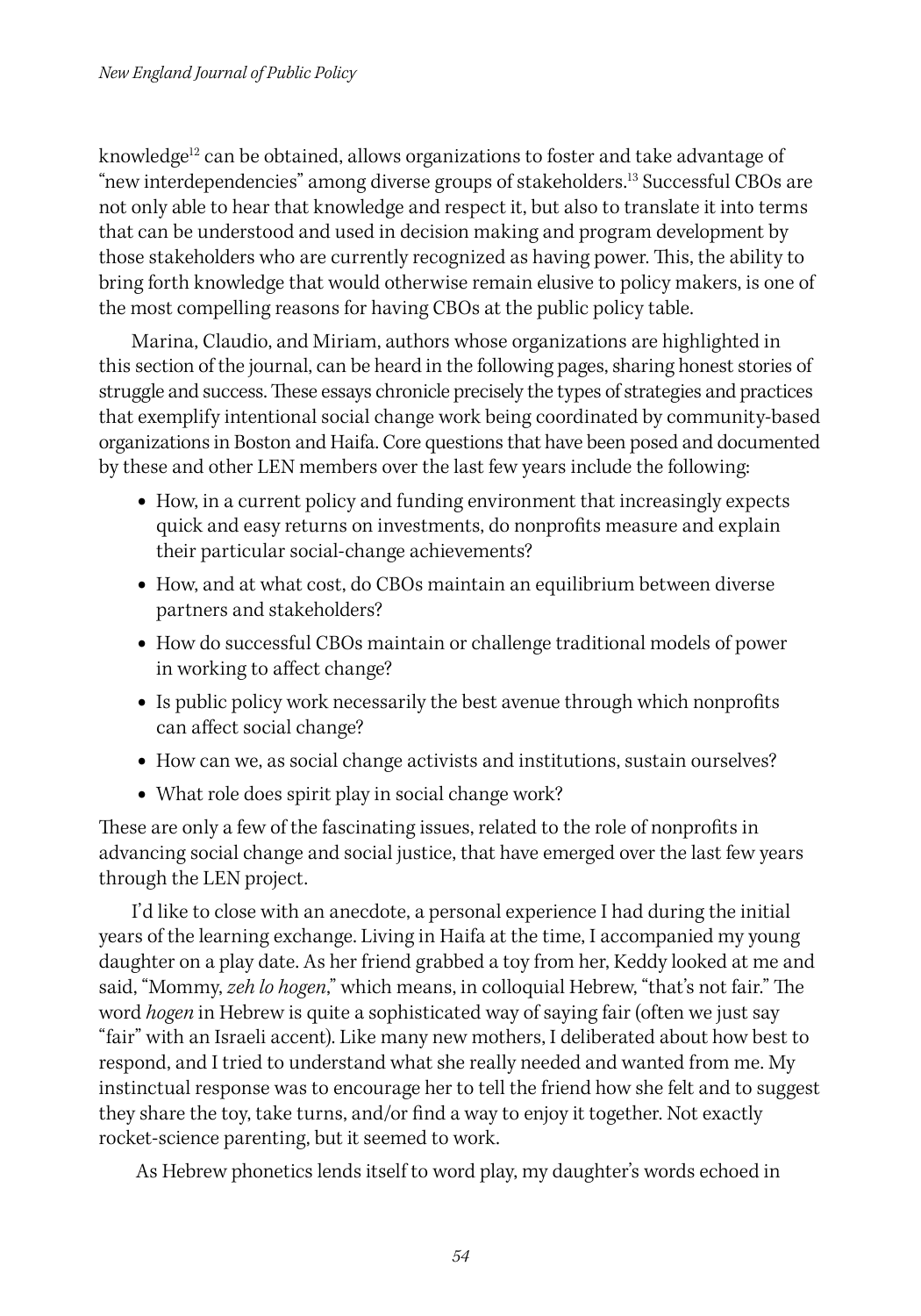knowledge[12] can be obtained, allows organizations to foster and take advantage of "new interdependencies" among diverse groups of stakeholders.[13] Successful CBOs are not only able to hear that knowledge and respect it, but also to translate it into terms that can be understood and used in decision making and program development by those stakeholders who are currently recognized as having power. This, the ability to bring forth knowledge that would otherwise remain elusive to policy makers, is one of the most compelling reasons for having CBOs at the public policy table.

Marina, Claudio, and Miriam, authors whose organizations are highlighted in this section of the journal, can be heard in the following pages, sharing honest stories of struggle and success. These essays chronicle precisely the types of strategies and practices that exemplify intentional social change work being coordinated by community-based organizations in Boston and Haifa. Core questions that have been posed and documented by these and other LEN members over the last few years include the following:

- How, in a current policy and funding environment that increasingly expects quick and easy returns on investments, do nonprofits measure and explain their particular social-change achievements?
- How, and at what cost, do CBOs maintain an equilibrium between diverse partners and stakeholders?
- How do successful CBOs maintain or challenge traditional models of power in working to affect change?
- Is public policy work necessarily the best avenue through which nonprofits can affect social change?
- How can we, as social change activists and institutions, sustain ourselves?
- What role does spirit play in social change work?

These are only a few of the fascinating issues, related to the role of nonprofits in advancing social change and social justice, that have emerged over the last few years through the LEN project.

I'd like to close with an anecdote, a personal experience I had during the initial years of the learning exchange. Living in Haifa at the time, I accompanied my young daughter on a play date. As her friend grabbed a toy from her, Keddy looked at me and said, "Mommy, *zeh lo hogen*," which means, in colloquial Hebrew, "that's not fair." The word *hogen* in Hebrew is quite a sophisticated way of saying fair (often we just say "fair" with an Israeli accent). Like many new mothers, I deliberated about how best to respond, and I tried to understand what she really needed and wanted from me. My instinctual response was to encourage her to tell the friend how she felt and to suggest they share the toy, take turns, and/or find a way to enjoy it together. Not exactly rocket-science parenting, but it seemed to work.

As Hebrew phonetics lends itself to word play, my daughter's words echoed in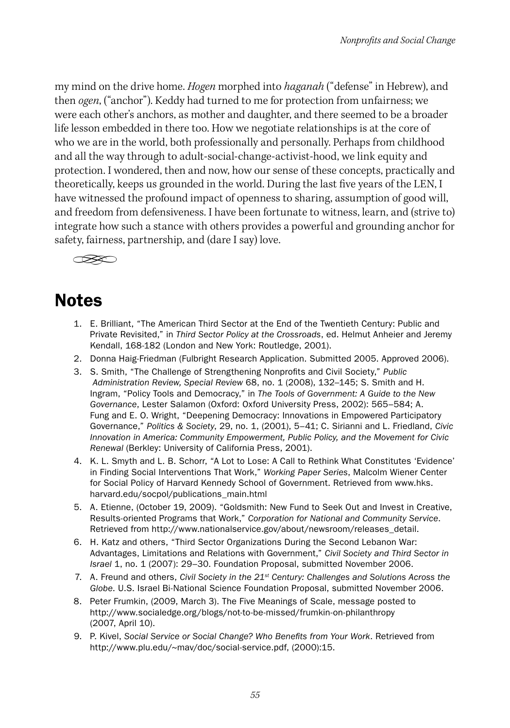my mind on the drive home. *Hogen* morphed into *haganah* ("defense" in Hebrew), and then *ogen*, ("anchor"). Keddy had turned to me for protection from unfairness; we were each other's anchors, as mother and daughter, and there seemed to be a broader life lesson embedded in there too. How we negotiate relationships is at the core of who we are in the world, both professionally and personally. Perhaps from childhood and all the way through to adult-social-change-activist-hood, we link equity and protection. I wondered, then and now, how our sense of these concepts, practically and theoretically, keeps us grounded in the world. During the last five years of the LEN, I have witnessed the profound impact of openness to sharing, assumption of good will, and freedom from defensiveness. I have been fortunate to witness, learn, and (strive to) integrate how such a stance with others provides a powerful and grounding anchor for safety, fairness, partnership, and (dare I say) love.

## Notes

1. E. Brilliant, "The American Third Sector at the End of the Twentieth Century: Public and Private Revisited," in *Third Sector Policy at the Crossroads*, ed. Helmut Anheier and Jeremy Kendall, 168-182 (London and New York: Routledge, 2001).
2. Donna Haig-Friedman (Fulbright Research Application. Submitted 2005. Approved 2006).
3. S. Smith, "The Challenge of Strengthening Nonprofits and Civil Society," *Public Administration Review, Special Review* 68, no. 1 (2008), 132–145; S. Smith and H. Ingram, "Policy Tools and Democracy," in *The Tools of Government: A Guide to the New Governance*, Lester Salamon (Oxford: Oxford University Press, 2002): 565–584; A. Fung and E. O. Wright, "Deepening Democracy: Innovations in Empowered Participatory Governance," *Politics & Society*, 29, no. 1, (2001), 5–41; C. Sirianni and L. Friedland, *Civic Innovation in America: Community Empowerment, Public Policy, and the Movement for Civic Renewal* (Berkley: University of California Press, 2001).
4. K. L. Smyth and L. B. Schorr, "A Lot to Lose: A Call to Rethink What Constitutes 'Evidence' in Finding Social Interventions That Work," *Working Paper Series*, Malcolm Wiener Center for Social Policy of Harvard Kennedy School of Government. Retrieved from www.hks.harvard.edu/socpol/publications_main.html
5. A. Etienne, (October 19, 2009). "Goldsmith: New Fund to Seek Out and Invest in Creative, Results-oriented Programs that Work," *Corporation for National and Community Service*. Retrieved from http://www.nationalservice.gov/about/newsroom/releases_detail.
6. H. Katz and others, "Third Sector Organizations During the Second Lebanon War: Advantages, Limitations and Relations with Government," *Civil Society and Third Sector in Israel* 1, no. 1 (2007): 29–30. Foundation Proposal, submitted November 2006.
7. A. Freund and others, *Civil Society in the 21st Century: Challenges and Solutions Across the Globe*. U.S. Israel Bi-National Science Foundation Proposal, submitted November 2006.
8. Peter Frumkin, (2009, March 3). The Five Meanings of Scale, message posted to http://www.socialedge.org/blogs/not-to-be-missed/frumkin-on-philanthropy (2007, April 10).
9. P. Kivel, *Social Service or Social Change? Who Benefits from Your Work*. Retrieved from http://www.plu.edu/~mav/doc/social-service.pdf, (2000):15.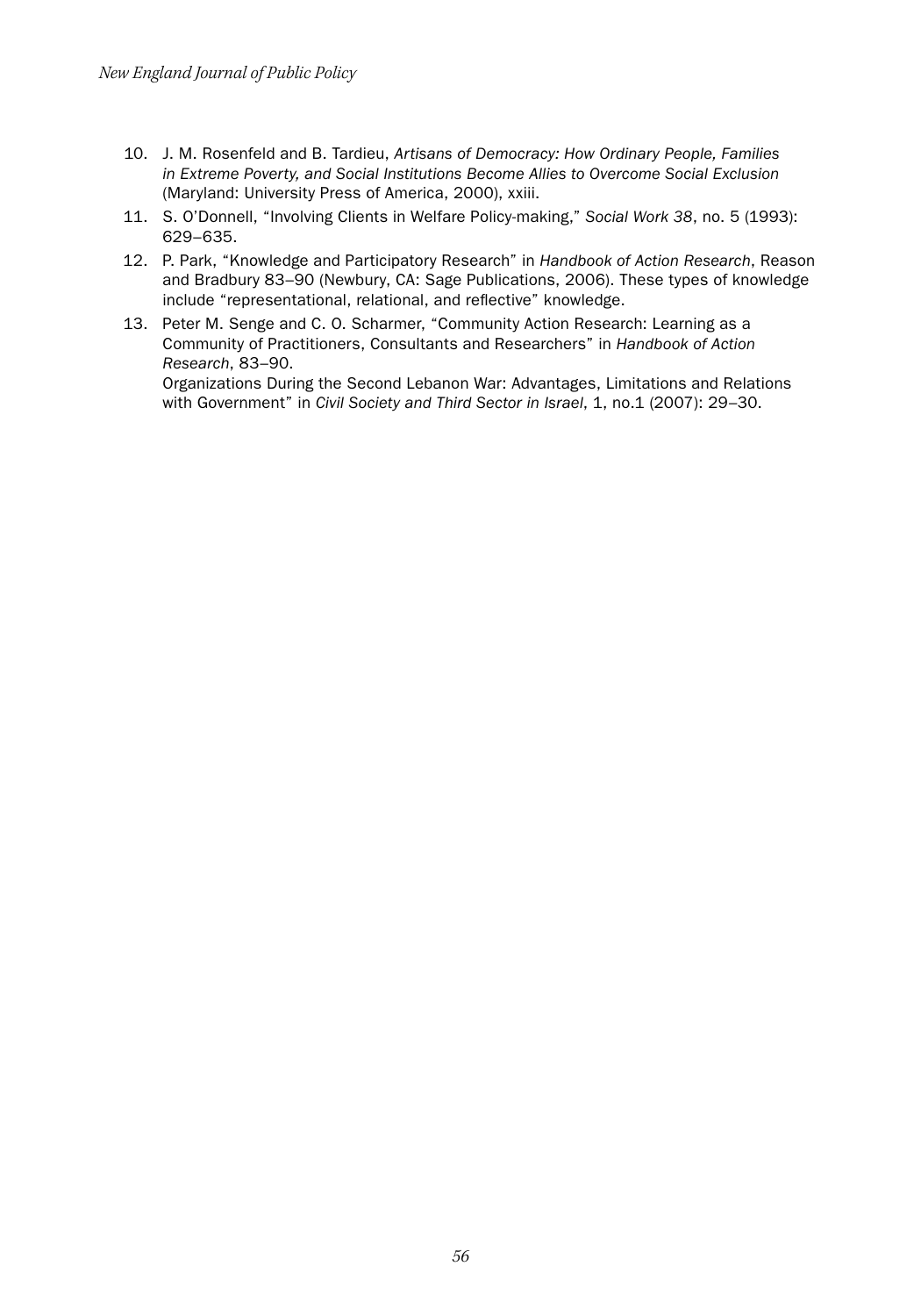10. J. M. Rosenfeld and B. Tardieu, *Artisans of Democracy: How Ordinary People, Families in Extreme Poverty, and Social Institutions Become Allies to Overcome Social Exclusion* (Maryland: University Press of America, 2000), xxiii.
11. S. O'Donnell, "Involving Clients in Welfare Policy-making," *Social Work 38*, no. 5 (1993): 629–635.
12. P. Park, "Knowledge and Participatory Research" in *Handbook of Action Research*, Reason and Bradbury 83–90 (Newbury, CA: Sage Publications, 2006). These types of knowledge include "representational, relational, and reflective" knowledge.
13. Peter M. Senge and C. O. Scharmer, "Community Action Research: Learning as a Community of Practitioners, Consultants and Researchers" in *Handbook of Action Research*, 83–90.
    Organizations During the Second Lebanon War: Advantages, Limitations and Relations with Government" in *Civil Society and Third Sector in Israel*, 1, no.1 (2007): 29–30.